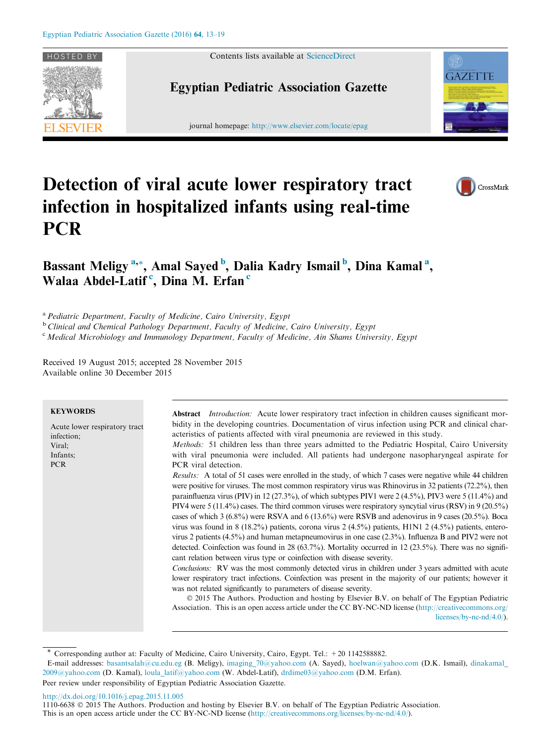# Detection of viral acute lower respiratory tract infection in hospitalized infants using real-time PCR

**Bassant Meligy** [a,*], **Amal Sayed** [b], **Dalia Kadry Ismail** [b], **Dina Kamal** [a], **Walaa Abdel-Latif** [c], **Dina M. Erfan** [c]

[a] *Pediatric Department, Faculty of Medicine, Cairo University, Egypt*
[b] *Clinical and Chemical Pathology Department, Faculty of Medicine, Cairo University, Egypt*
[c] *Medical Microbiology and Immunology Department, Faculty of Medicine, Ain Shams University, Egypt*

Received 19 August 2015; accepted 28 November 2015
Available online 30 December 2015

**KEYWORDS**

Acute lower respiratory tract infection;
Viral;
Infants;
PCR

**Abstract** *Introduction:* Acute lower respiratory tract infection in children causes significant morbidity in the developing countries. Documentation of virus infection using PCR and clinical characteristics of patients affected with viral pneumonia are reviewed in this study.

*Methods:* 51 children less than three years admitted to the Pediatric Hospital, Cairo University with viral pneumonia were included. All patients had undergone nasopharyngeal aspirate for PCR viral detection.

*Results:* A total of 51 cases were enrolled in the study, of which 7 cases were negative while 44 children were positive for viruses. The most common respiratory virus was Rhinovirus in 32 patients (72.2%), then parainfluenza virus (PIV) in 12 (27.3%), of which subtypes PIV1 were 2 (4.5%), PIV3 were 5 (11.4%) and PIV4 were 5 (11.4%) cases. The third common viruses were respiratory syncytial virus (RSV) in 9 (20.5%) cases of which 3 (6.8%) were RSVA and 6 (13.6%) were RSVB and adenovirus in 9 cases (20.5%). Boca virus was found in 8 (18.2%) patients, corona virus 2 (4.5%) patients, H1N1 2 (4.5%) patients, enterovirus 2 patients (4.5%) and human metapneumovirus in one case (2.3%). Influenza B and PIV2 were not detected. Coinfection was found in 28 (63.7%). Mortality occurred in 12 (23.5%). There was no significant relation between virus type or coinfection with disease severity.

*Conclusions:* RV was the most commonly detected virus in children under 3 years admitted with acute lower respiratory tract infections. Coinfection was present in the majority of our patients; however it was not related significantly to parameters of disease severity.

© 2015 The Authors. Production and hosting by Elsevier B.V. on behalf of The Egyptian Pediatric Association. This is an open access article under the CC BY-NC-ND license (http://creativecommons.org/licenses/by-nc-nd/4.0/).

* Corresponding author at: Faculty of Medicine, Cairo University, Cairo, Egypt. Tel.: +20 1142588882.
E-mail addresses: basantsalah@cu.edu.eg (B. Meligy), imaging_70@yahoo.com (A. Sayed), hoelwan@yahoo.com (D.K. Ismail), dinakamal_2009@yahoo.com (D. Kamal), loula_latif@yahoo.com (W. Abdel-Latif), drdime03@yahoo.com (D.M. Erfan).
Peer review under responsibility of Egyptian Pediatric Association Gazette.

http://dx.doi.org/10.1016/j.epag.2015.11.005
1110-6638 © 2015 The Authors. Production and hosting by Elsevier B.V. on behalf of The Egyptian Pediatric Association.
This is an open access article under the CC BY-NC-ND license (http://creativecommons.org/licenses/by-nc-nd/4.0/).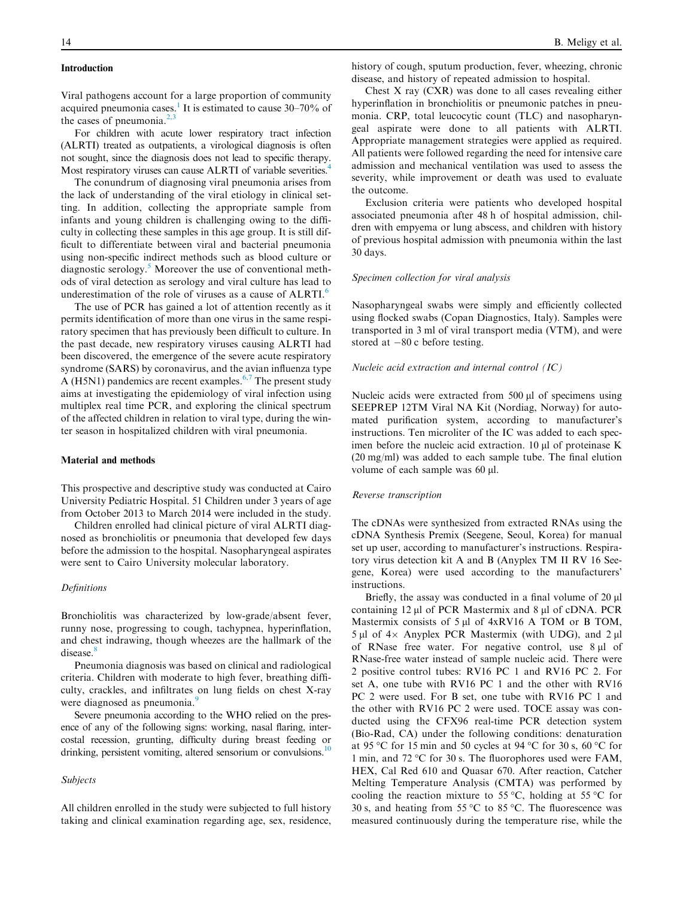## Introduction

Viral pathogens account for a large proportion of community acquired pneumonia cases.[1] It is estimated to cause 30–70% of the cases of pneumonia.[2,3]

For children with acute lower respiratory tract infection (ALRTI) treated as outpatients, a virological diagnosis is often not sought, since the diagnosis does not lead to specific therapy. Most respiratory viruses can cause ALRTI of variable severities.[4]

The conundrum of diagnosing viral pneumonia arises from the lack of understanding of the viral etiology in clinical setting. In addition, collecting the appropriate sample from infants and young children is challenging owing to the difficulty in collecting these samples in this age group. It is still difficult to differentiate between viral and bacterial pneumonia using non-specific indirect methods such as blood culture or diagnostic serology.[5] Moreover the use of conventional methods of viral detection as serology and viral culture has lead to underestimation of the role of viruses as a cause of ALRTI.[6]

The use of PCR has gained a lot of attention recently as it permits identification of more than one virus in the same respiratory specimen that has previously been difficult to culture. In the past decade, new respiratory viruses causing ALRTI had been discovered, the emergence of the severe acute respiratory syndrome (SARS) by coronavirus, and the avian influenza type A (H5N1) pandemics are recent examples.[6,7] The present study aims at investigating the epidemiology of viral infection using multiplex real time PCR, and exploring the clinical spectrum of the affected children in relation to viral type, during the winter season in hospitalized children with viral pneumonia.

## Material and methods

This prospective and descriptive study was conducted at Cairo University Pediatric Hospital. 51 Children under 3 years of age from October 2013 to March 2014 were included in the study.

Children enrolled had clinical picture of viral ALRTI diagnosed as bronchiolitis or pneumonia that developed few days before the admission to the hospital. Nasopharyngeal aspirates were sent to Cairo University molecular laboratory.

### *Definitions*

Bronchiolitis was characterized by low-grade/absent fever, runny nose, progressing to cough, tachypnea, hyperinflation, and chest indrawing, though wheezes are the hallmark of the disease.[8]

Pneumonia diagnosis was based on clinical and radiological criteria. Children with moderate to high fever, breathing difficulty, crackles, and infiltrates on lung fields on chest X-ray were diagnosed as pneumonia.[9]

Severe pneumonia according to the WHO relied on the presence of any of the following signs: working, nasal flaring, intercostal recession, grunting, difficulty during breast feeding or drinking, persistent vomiting, altered sensorium or convulsions.[10]

### *Subjects*

All children enrolled in the study were subjected to full history taking and clinical examination regarding age, sex, residence, history of cough, sputum production, fever, wheezing, chronic disease, and history of repeated admission to hospital.

Chest X ray (CXR) was done to all cases revealing either hyperinflation in bronchiolitis or pneumonic patches in pneumonia. CRP, total leucocytic count (TLC) and nasopharyngeal aspirate were done to all patients with ALRTI. Appropriate management strategies were applied as required. All patients were followed regarding the need for intensive care admission and mechanical ventilation was used to assess the severity, while improvement or death was used to evaluate the outcome.

Exclusion criteria were patients who developed hospital associated pneumonia after 48 h of hospital admission, children with empyema or lung abscess, and children with history of previous hospital admission with pneumonia within the last 30 days.

### *Specimen collection for viral analysis*

Nasopharyngeal swabs were simply and efficiently collected using flocked swabs (Copan Diagnostics, Italy). Samples were transported in 3 ml of viral transport media (VTM), and were stored at −80 c before testing.

### *Nucleic acid extraction and internal control (IC)*

Nucleic acids were extracted from 500 μl of specimens using SEEPREP 12TM Viral NA Kit (Nordiag, Norway) for automated purification system, according to manufacturer's instructions. Ten microliter of the IC was added to each specimen before the nucleic acid extraction. 10 μl of proteinase K (20 mg/ml) was added to each sample tube. The final elution volume of each sample was 60 μl.

### *Reverse transcription*

The cDNAs were synthesized from extracted RNAs using the cDNA Synthesis Premix (Seegene, Seoul, Korea) for manual set up user, according to manufacturer's instructions. Respiratory virus detection kit A and B (Anyplex TM II RV 16 Seegene, Korea) were used according to the manufacturers' instructions.

Briefly, the assay was conducted in a final volume of 20 μl containing 12 μl of PCR Mastermix and 8 μl of cDNA. PCR Mastermix consists of 5 μl of 4xRV16 A TOM or B TOM, 5 μl of 4× Anyplex PCR Mastermix (with UDG), and 2 μl of RNase free water. For negative control, use 8 μl of RNase-free water instead of sample nucleic acid. There were 2 positive control tubes: RV16 PC 1 and RV16 PC 2. For set A, one tube with RV16 PC 1 and the other with RV16 PC 2 were used. For B set, one tube with RV16 PC 1 and the other with RV16 PC 2 were used. TOCE assay was conducted using the CFX96 real-time PCR detection system (Bio-Rad, CA) under the following conditions: denaturation at 95 °C for 15 min and 50 cycles at 94 °C for 30 s, 60 °C for 1 min, and 72 °C for 30 s. The fluorophores used were FAM, HEX, Cal Red 610 and Quasar 670. After reaction, Catcher Melting Temperature Analysis (CMTA) was performed by cooling the reaction mixture to 55 °C, holding at 55 °C for 30 s, and heating from 55 °C to 85 °C. The fluorescence was measured continuously during the temperature rise, while the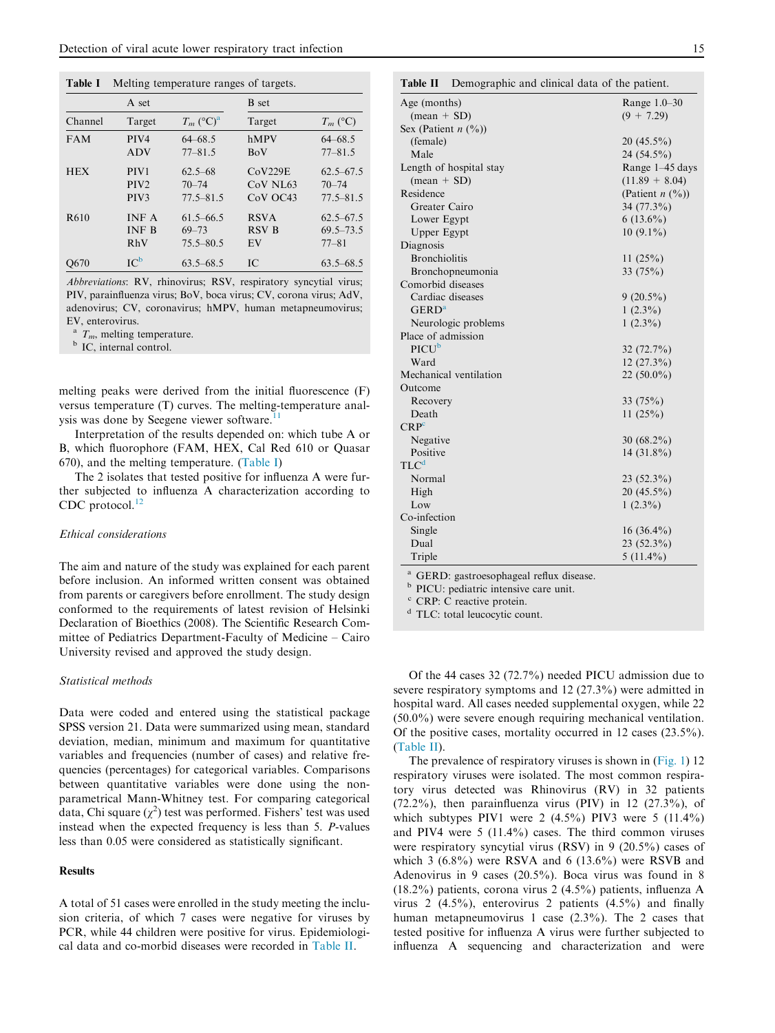**Table I** Melting temperature ranges of targets.

| Channel | A set | | B set | |
|---|---|---|---|---|
| | Target | $T_m$ (°C)[a] | Target | $T_m$ (°C) |
| FAM | PIV4 | 64–68.5 | hMPV | 64–68.5 |
| | ADV | 77–81.5 | BoV | 77–81.5 |
| HEX | PIV1 | 62.5–68 | CoV229E | 62.5–67.5 |
| | PIV2 | 70–74 | CoV NL63 | 70–74 |
| | PIV3 | 77.5–81.5 | CoV OC43 | 77.5–81.5 |
| R610 | INF A | 61.5–66.5 | RSVA | 62.5–67.5 |
| | INF B | 69–73 | RSV B | 69.5–73.5 |
| | RhV | 75.5–80.5 | EV | 77–81 |
| Q670 | IC[b] | 63.5–68.5 | IC | 63.5–68.5 |

*Abbreviations*: RV, rhinovirus; RSV, respiratory syncytial virus; PIV, parainfluenza virus; BoV, boca virus; CV, corona virus; AdV, adenovirus; CV, coronavirus; hMPV, human metapneumovirus; EV, enterovirus.

[a] $T_m$, melting temperature.

[b] IC, internal control.

melting peaks were derived from the initial fluorescence (F) versus temperature (T) curves. The melting-temperature analysis was done by Seegene viewer software.[11]

Interpretation of the results depended on: which tube A or B, which fluorophore (FAM, HEX, Cal Red 610 or Quasar 670), and the melting temperature. (Table I)

The 2 isolates that tested positive for influenza A were further subjected to influenza A characterization according to CDC protocol.[12]

### *Ethical considerations*

The aim and nature of the study was explained for each parent before inclusion. An informed written consent was obtained from parents or caregivers before enrollment. The study design conformed to the requirements of latest revision of Helsinki Declaration of Bioethics (2008). The Scientific Research Committee of Pediatrics Department-Faculty of Medicine – Cairo University revised and approved the study design.

### *Statistical methods*

Data were coded and entered using the statistical package SPSS version 21. Data were summarized using mean, standard deviation, median, minimum and maximum for quantitative variables and frequencies (number of cases) and relative frequencies (percentages) for categorical variables. Comparisons between quantitative variables were done using the non-parametrical Mann-Whitney test. For comparing categorical data, Chi square ($\chi^2$) test was performed. Fishers' test was used instead when the expected frequency is less than 5. *P*-values less than 0.05 were considered as statistically significant.

## Results

A total of 51 cases were enrolled in the study meeting the inclusion criteria, of which 7 cases were negative for viruses by PCR, while 44 children were positive for virus. Epidemiological data and co-morbid diseases were recorded in Table II.

**Table II** Demographic and clinical data of the patient.

| | |
|---|---|
| Age (months) | Range 1.0–30 |
| (mean + SD) | (9 + 7.29) |
| Sex (Patient *n* (%)) | |
| (female) | 20 (45.5%) |
| Male | 24 (54.5%) |
| Length of hospital stay | Range 1–45 days |
| (mean + SD) | (11.89 + 8.04) |
| Residence | (Patient *n* (%)) |
| Greater Cairo | 34 (77.3%) |
| Lower Egypt | 6 (13.6%) |
| Upper Egypt | 10 (9.1%) |
| Diagnosis | |
| Bronchiolitis | 11 (25%) |
| Bronchopneumonia | 33 (75%) |
| Comorbid diseases | |
| Cardiac diseases | 9 (20.5%) |
| GERD[a] | 1 (2.3%) |
| Neurologic problems | 1 (2.3%) |
| Place of admission | |
| PICU[b] | 32 (72.7%) |
| Ward | 12 (27.3%) |
| Mechanical ventilation | 22 (50.0%) |
| Outcome | |
| Recovery | 33 (75%) |
| Death | 11 (25%) |
| CRP[c] | |
| Negative | 30 (68.2%) |
| Positive | 14 (31.8%) |
| TLC[d] | |
| Normal | 23 (52.3%) |
| High | 20 (45.5%) |
| Low | 1 (2.3%) |
| Co-infection | |
| Single | 16 (36.4%) |
| Dual | 23 (52.3%) |
| Triple | 5 (11.4%) |

[a] GERD: gastroesophageal reflux disease.

[b] PICU: pediatric intensive care unit.

[c] CRP: C reactive protein.

[d] TLC: total leucocyte count.

Of the 44 cases 32 (72.7%) needed PICU admission due to severe respiratory symptoms and 12 (27.3%) were admitted in hospital ward. All cases needed supplemental oxygen, while 22 (50.0%) were severe enough requiring mechanical ventilation. Of the positive cases, mortality occurred in 12 cases (23.5%). (Table II).

The prevalence of respiratory viruses is shown in (Fig. 1) 12 respiratory viruses were isolated. The most common respiratory virus detected was Rhinovirus (RV) in 32 patients (72.2%), then parainfluenza virus (PIV) in 12 (27.3%), of which subtypes PIV1 were 2 (4.5%) PIV3 were 5 (11.4%) and PIV4 were 5 (11.4%) cases. The third common viruses were respiratory syncytial virus (RSV) in 9 (20.5%) cases of which 3 (6.8%) were RSVA and 6 (13.6%) were RSVB and Adenovirus in 9 cases (20.5%). Boca virus was found in 8 (18.2%) patients, corona virus 2 (4.5%) patients, influenza A virus 2 (4.5%), enterovirus 2 patients (4.5%) and finally human metapneumovirus 1 case (2.3%). The 2 cases that tested positive for influenza A virus were further subjected to influenza A sequencing and characterization and were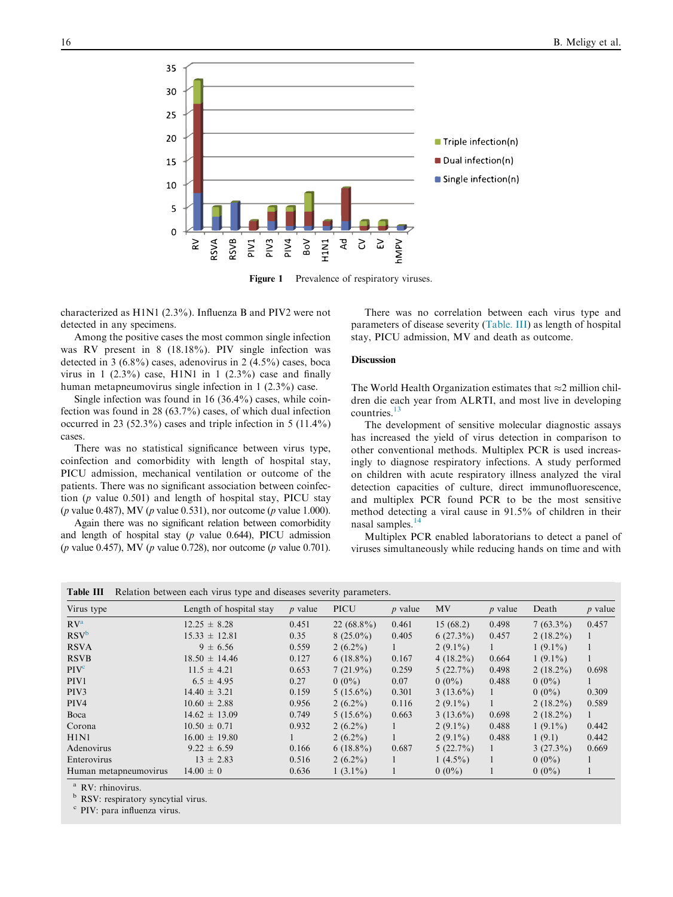Figure 1 Prevalence of respiratory viruses.

characterized as H1N1 (2.3%). Influenza B and PIV2 were not detected in any specimens.

Among the positive cases the most common single infection was RV present in 8 (18.18%). PIV single infection was detected in 3 (6.8%) cases, adenovirus in 2 (4.5%) cases, boca virus in 1 (2.3%) case, H1N1 in 1 (2.3%) case and finally human metapneumovirus single infection in 1 (2.3%) case.

Single infection was found in 16 (36.4%) cases, while coinfection was found in 28 (63.7%) cases, of which dual infection occurred in 23 (52.3%) cases and triple infection in 5 (11.4%) cases.

There was no statistical significance between virus type, coinfection and comorbidity with length of hospital stay, PICU admission, mechanical ventilation or outcome of the patients. There was no significant association between coinfection ($p$ value 0.501) and length of hospital stay, PICU stay ($p$ value 0.487), MV ($p$ value 0.531), nor outcome ($p$ value 1.000).

Again there was no significant relation between comorbidity and length of hospital stay ($p$ value 0.644), PICU admission ($p$ value 0.457), MV ($p$ value 0.728), nor outcome ($p$ value 0.701).

There was no correlation between each virus type and parameters of disease severity (Table. III) as length of hospital stay, PICU admission, MV and death as outcome.

## Discussion

The World Health Organization estimates that ≈2 million children die each year from ALRTI, and most live in developing countries.[13]

The development of sensitive molecular diagnostic assays has increased the yield of virus detection in comparison to other conventional methods. Multiplex PCR is used increasingly to diagnose respiratory infections. A study performed on children with acute respiratory illness analyzed the viral detection capacities of culture, direct immunofluorescence, and multiplex PCR found PCR to be the most sensitive method detecting a viral cause in 91.5% of children in their nasal samples.[14]

Multiplex PCR enabled laboratorians to detect a panel of viruses simultaneously while reducing hands on time and with

**Table III** Relation between each virus type and diseases severity parameters.

| Virus type | Length of hospital stay | $p$ value | PICU | $p$ value | MV | $p$ value | Death | $p$ value |
|---|---|---|---|---|---|---|---|---|
| RV[a] | 12.25 ± 8.28 | 0.451 | 22 (68.8%) | 0.461 | 15 (68.2) | 0.498 | 7 (63.3%) | 0.457 |
| RSV[b] | 15.33 ± 12.81 | 0.35 | 8 (25.0%) | 0.405 | 6 (27.3%) | 0.457 | 2 (18.2%) | 1 |
| RSVA | 9 ± 6.56 | 0.559 | 2 (6.2%) | 1 | 2 (9.1%) | 1 | 1 (9.1%) | 1 |
| RSVB | 18.50 ± 14.46 | 0.127 | 6 (18.8%) | 0.167 | 4 (18.2%) | 0.664 | 1 (9.1%) | 1 |
| PIV[c] | 11.5 ± 4.21 | 0.653 | 7 (21.9%) | 0.259 | 5 (22.7%) | 0.498 | 2 (18.2%) | 0.698 |
| PIV1 | 6.5 ± 4.95 | 0.27 | 0 (0%) | 0.07 | 0 (0%) | 0.488 | 0 (0%) | 1 |
| PIV3 | 14.40 ± 3.21 | 0.159 | 5 (15.6%) | 0.301 | 3 (13.6%) | 1 | 0 (0%) | 0.309 |
| PIV4 | 10.60 ± 2.88 | 0.956 | 2 (6.2%) | 0.116 | 2 (9.1%) | 1 | 2 (18.2%) | 0.589 |
| Boca | 14.62 ± 13.09 | 0.749 | 5 (15.6%) | 0.663 | 3 (13.6%) | 0.698 | 2 (18.2%) | 1 |
| Corona | 10.50 ± 0.71 | 0.932 | 2 (6.2%) | 1 | 2 (9.1%) | 0.488 | 1 (9.1%) | 0.442 |
| H1N1 | 16.00 ± 19.80 | 1 | 2 (6.2%) | 1 | 2 (9.1%) | 0.488 | 1 (9.1) | 0.442 |
| Adenovirus | 9.22 ± 6.59 | 0.166 | 6 (18.8%) | 0.687 | 5 (22.7%) | 1 | 3 (27.3%) | 0.669 |
| Enterovirus | 13 ± 2.83 | 0.516 | 2 (6.2%) | 1 | 1 (4.5%) | 1 | 0 (0%) | 1 |
| Human metapneumovirus | 14.00 ± 0 | 0.636 | 1 (3.1%) | 1 | 0 (0%) | 1 | 0 (0%) | 1 |

[a] RV: rhinovirus.
[b] RSV: respiratory syncytial virus.
[c] PIV: para influenza virus.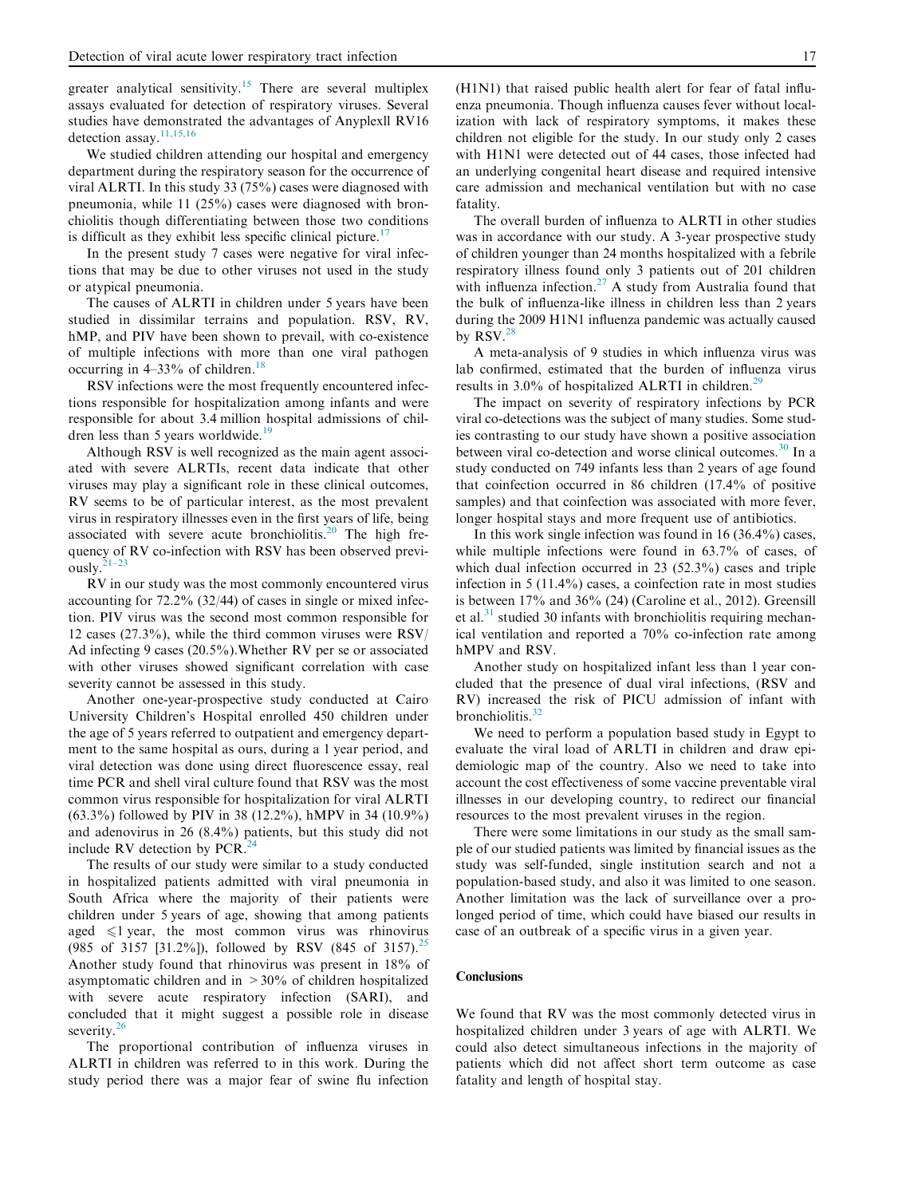greater analytical sensitivity.[15] There are several multiplex assays evaluated for detection of respiratory viruses. Several studies have demonstrated the advantages of Anyplexll RV16 detection assay.[11,15,16]

We studied children attending our hospital and emergency department during the respiratory season for the occurrence of viral ALRTI. In this study 33 (75%) cases were diagnosed with pneumonia, while 11 (25%) cases were diagnosed with bronchiolitis though differentiating between those two conditions is difficult as they exhibit less specific clinical picture.[17]

In the present study 7 cases were negative for viral infections that may be due to other viruses not used in the study or atypical pneumonia.

The causes of ALRTI in children under 5 years have been studied in dissimilar terrains and population. RSV, RV, hMP, and PIV have been shown to prevail, with co-existence of multiple infections with more than one viral pathogen occurring in 4–33% of children.[18]

RSV infections were the most frequently encountered infections responsible for hospitalization among infants and were responsible for about 3.4 million hospital admissions of children less than 5 years worldwide.[19]

Although RSV is well recognized as the main agent associated with severe ALRTIs, recent data indicate that other viruses may play a significant role in these clinical outcomes, RV seems to be of particular interest, as the most prevalent virus in respiratory illnesses even in the first years of life, being associated with severe acute bronchiolitis.[20] The high frequency of RV co-infection with RSV has been observed previously.[21–23]

RV in our study was the most commonly encountered virus accounting for 72.2% (32/44) of cases in single or mixed infection. PIV virus was the second most common responsible for 12 cases (27.3%), while the third common viruses were RSV/Ad infecting 9 cases (20.5%).Whether RV per se or associated with other viruses showed significant correlation with case severity cannot be assessed in this study.

Another one-year-prospective study conducted at Cairo University Children's Hospital enrolled 450 children under the age of 5 years referred to outpatient and emergency department to the same hospital as ours, during a 1 year period, and viral detection was done using direct fluorescence essay, real time PCR and shell viral culture found that RSV was the most common virus responsible for hospitalization for viral ALRTI (63.3%) followed by PIV in 38 (12.2%), hMPV in 34 (10.9%) and adenovirus in 26 (8.4%) patients, but this study did not include RV detection by PCR.[24]

The results of our study were similar to a study conducted in hospitalized patients admitted with viral pneumonia in South Africa where the majority of their patients were children under 5 years of age, showing that among patients aged $\leqslant$1 year, the most common virus was rhinovirus (985 of 3157 [31.2%]), followed by RSV (845 of 3157).[25] Another study found that rhinovirus was present in 18% of asymptomatic children and in >30% of children hospitalized with severe acute respiratory infection (SARI), and concluded that it might suggest a possible role in disease severity.[26]

The proportional contribution of influenza viruses in ALRTI in children was referred to in this work. During the study period there was a major fear of swine flu infection (H1N1) that raised public health alert for fear of fatal influenza pneumonia. Though influenza causes fever without localization with lack of respiratory symptoms, it makes these children not eligible for the study. In our study only 2 cases with H1N1 were detected out of 44 cases, those infected had an underlying congenital heart disease and required intensive care admission and mechanical ventilation but with no case fatality.

The overall burden of influenza to ALRTI in other studies was in accordance with our study. A 3-year prospective study of children younger than 24 months hospitalized with a febrile respiratory illness found only 3 patients out of 201 children with influenza infection.[27] A study from Australia found that the bulk of influenza-like illness in children less than 2 years during the 2009 H1N1 influenza pandemic was actually caused by RSV.[28]

A meta-analysis of 9 studies in which influenza virus was lab confirmed, estimated that the burden of influenza virus results in 3.0% of hospitalized ALRTI in children.[29]

The impact on severity of respiratory infections by PCR viral co-detections was the subject of many studies. Some studies contrasting to our study have shown a positive association between viral co-detection and worse clinical outcomes.[30] In a study conducted on 749 infants less than 2 years of age found that coinfection occurred in 86 children (17.4% of positive samples) and that coinfection was associated with more fever, longer hospital stays and more frequent use of antibiotics.

In this work single infection was found in 16 (36.4%) cases, while multiple infections were found in 63.7% of cases, of which dual infection occurred in 23 (52.3%) cases and triple infection in 5 (11.4%) cases, a coinfection rate in most studies is between 17% and 36% (24) (Caroline et al., 2012). Greensill et al.[31] studied 30 infants with bronchiolitis requiring mechanical ventilation and reported a 70% co-infection rate among hMPV and RSV.

Another study on hospitalized infant less than 1 year concluded that the presence of dual viral infections, (RSV and RV) increased the risk of PICU admission of infant with bronchiolitis.[32]

We need to perform a population based study in Egypt to evaluate the viral load of ARLTI in children and draw epidemiologic map of the country. Also we need to take into account the cost effectiveness of some vaccine preventable viral illnesses in our developing country, to redirect our financial resources to the most prevalent viruses in the region.

There were some limitations in our study as the small sample of our studied patients was limited by financial issues as the study was self-funded, single institution search and not a population-based study, and also it was limited to one season. Another limitation was the lack of surveillance over a prolonged period of time, which could have biased our results in case of an outbreak of a specific virus in a given year.

## Conclusions

We found that RV was the most commonly detected virus in hospitalized children under 3 years of age with ALRTI. We could also detect simultaneous infections in the majority of patients which did not affect short term outcome as case fatality and length of hospital stay.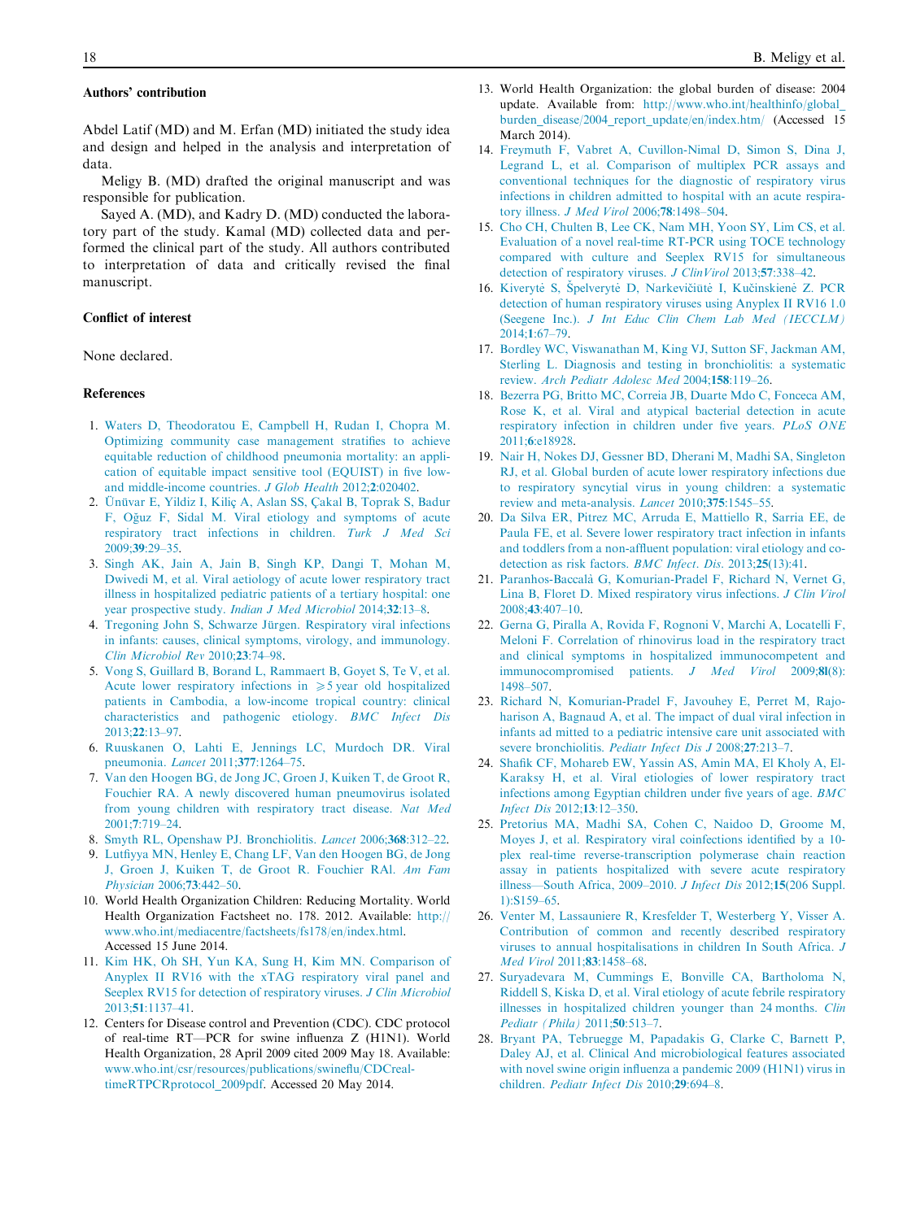## Authors' contribution

Abdel Latif (MD) and M. Erfan (MD) initiated the study idea and design and helped in the analysis and interpretation of data.

Meligy B. (MD) drafted the original manuscript and was responsible for publication.

Sayed A. (MD), and Kadry D. (MD) conducted the laboratory part of the study. Kamal (MD) collected data and performed the clinical part of the study. All authors contributed to interpretation of data and critically revised the final manuscript.

## Conflict of interest

None declared.

## References

1. Waters D, Theodoratou E, Campbell H, Rudan I, Chopra M. Optimizing community case management stratifies to achieve equitable reduction of childhood pneumonia mortality: an application of equitable impact sensitive tool (EQUIST) in five low- and middle-income countries. *J Glob Health* 2012;**2**:020402.
2. Ünüvar E, Yildiz I, Kiliç A, Aslan SS, Çakal B, Toprak S, Badur F, Oğuz F, Sidal M. Viral etiology and symptoms of acute respiratory tract infections in children. *Turk J Med Sci* 2009;**39**:29–35.
3. Singh AK, Jain A, Jain B, Singh KP, Dangi T, Mohan M, Dwivedi M, et al. Viral aetiology of acute lower respiratory tract illness in hospitalized pediatric patients of a tertiary hospital: one year prospective study. *Indian J Med Microbiol* 2014;**32**:13–8.
4. Tregoning John S, Schwarze Jürgen. Respiratory viral infections in infants: causes, clinical symptoms, virology, and immunology. *Clin Microbiol Rev* 2010;**23**:74–98.
5. Vong S, Guillard B, Borand L, Rammaert B, Goyet S, Te V, et al. Acute lower respiratory infections in ⩾5 year old hospitalized patients in Cambodia, a low-income tropical country: clinical characteristics and pathogenic etiology. *BMC Infect Dis* 2013;**22**:13–97.
6. Ruuskanen O, Lahti E, Jennings LC, Murdoch DR. Viral pneumonia. *Lancet* 2011;**377**:1264–75.
7. Van den Hoogen BG, de Jong JC, Groen J, Kuiken T, de Groot R, Fouchier RA. A newly discovered human pneumovirus isolated from young children with respiratory tract disease. *Nat Med* 2001;**7**:719–24.
8. Smyth RL, Openshaw PJ. Bronchiolitis. *Lancet* 2006;**368**:312–22.
9. Lutfiyya MN, Henley E, Chang LF, Van den Hoogen BG, de Jong J, Groen J, Kuiken T, de Groot R. Fouchier RAl. *Am Fam Physician* 2006;**73**:442–50.
10. World Health Organization Children: Reducing Mortality. World Health Organization Factsheet no. 178. 2012. Available: http://www.who.int/mediacentre/factsheets/fs178/en/index.html. Accessed 15 June 2014.
11. Kim HK, Oh SH, Yun KA, Sung H, Kim MN. Comparison of Anyplex II RV16 with the xTAG respiratory viral panel and Seeplex RV15 for detection of respiratory viruses. *J Clin Microbiol* 2013;**51**:1137–41.
12. Centers for Disease control and Prevention (CDC). CDC protocol of real-time RT—PCR for swine influenza Z (H1N1). World Health Organization, 28 April 2009 cited 2009 May 18. Available: www.who.int/csr/resources/publications/swineflu/CDCreal-timeRTPCRprotocol_2009pdf. Accessed 20 May 2014.
13. World Health Organization: the global burden of disease: 2004 update. Available from: http://www.who.int/healthinfo/global_burden_disease/2004_report_update/en/index.htm/ (Accessed 15 March 2014).
14. Freymuth F, Vabret A, Cuvillon-Nimal D, Simon S, Dina J, Legrand L, et al. Comparison of multiplex PCR assays and conventional techniques for the diagnostic of respiratory virus infections in children admitted to hospital with an acute respiratory illness. *J Med Virol* 2006;**78**:1498–504.
15. Cho CH, Chulten B, Lee CK, Nam MH, Yoon SY, Lim CS, et al. Evaluation of a novel real-time RT-PCR using TOCE technology compared with culture and Seeplex RV15 for simultaneous detection of respiratory viruses. *J ClinVirol* 2013;**57**:338–42.
16. Kiverytė S, Špelverytė D, Narkevičiūtė I, Kučinskienė Z. PCR detection of human respiratory viruses using Anyplex II RV16 1.0 (Seegene Inc.). *J Int Educ Clin Chem Lab Med (IECCLM)* 2014;**1**:67–79.
17. Bordley WC, Viswanathan M, King VJ, Sutton SF, Jackman AM, Sterling L. Diagnosis and testing in bronchiolitis: a systematic review. *Arch Pediatr Adolesc Med* 2004;**158**:119–26.
18. Bezerra PG, Britto MC, Correia JB, Duarte Mdo C, Fonceca AM, Rose K, et al. Viral and atypical bacterial detection in acute respiratory infection in children under five years. *PLoS ONE* 2011;**6**:e18928.
19. Nair H, Nokes DJ, Gessner BD, Dherani M, Madhi SA, Singleton RJ, et al. Global burden of acute lower respiratory infections due to respiratory syncytial virus in young children: a systematic review and meta-analysis. *Lancet* 2010;**375**:1545–55.
20. Da Silva ER, Pitrez MC, Arruda E, Mattiello R, Sarria EE, de Paula FE, et al. Severe lower respiratory tract infection in infants and toddlers from a non-affluent population: viral etiology and co-detection as risk factors. *BMC Infect. Dis*. 2013;**25**(13):41.
21. Paranhos-Baccalà G, Komurian-Pradel F, Richard N, Vernet G, Lina B, Floret D. Mixed respiratory virus infections. *J Clin Virol* 2008;**43**:407–10.
22. Gerna G, Piralla A, Rovida F, Rognoni V, Marchi A, Locatelli F, Meloni F. Correlation of rhinovirus load in the respiratory tract and clinical symptoms in hospitalized immunocompetent and immunocompromised patients. *J Med Virol* 2009;**8l**(8):1498–507.
23. Richard N, Komurian-Pradel F, Javouhey E, Perret M, Rajoharison A, Bagnaud A, et al. The impact of dual viral infection in infants ad mitted to a pediatric intensive care unit associated with severe bronchiolitis. *Pediatr Infect Dis J* 2008;**27**:213–7.
24. Shafik CF, Mohareb EW, Yassin AS, Amin MA, El Kholy A, El-Karaksy H, et al. Viral etiologies of lower respiratory tract infections among Egyptian children under five years of age. *BMC Infect Dis* 2012;**13**:12–350.
25. Pretorius MA, Madhi SA, Cohen C, Naidoo D, Groome M, Moyes J, et al. Respiratory viral coinfections identified by a 10-plex real-time reverse-transcription polymerase chain reaction assay in patients hospitalized with severe acute respiratory illness—South Africa, 2009–2010. *J Infect Dis* 2012;**15**(206 Suppl. 1):S159–65.
26. Venter M, Lassauniere R, Kresfelder T, Westerberg Y, Visser A. Contribution of common and recently described respiratory viruses to annual hospitalisations in children In South Africa. *J Med Virol* 2011;**83**:1458–68.
27. Suryadevara M, Cummings E, Bonville CA, Bartholoma N, Riddell S, Kiska D, et al. Viral etiology of acute febrile respiratory illnesses in hospitalized children younger than 24 months. *Clin Pediatr (Phila)* 2011;**50**:513–7.
28. Bryant PA, Tebruegge M, Papadakis G, Clarke C, Barnett P, Daley AJ, et al. Clinical And microbiological features associated with novel swine origin influenza a pandemic 2009 (H1N1) virus in children. *Pediatr Infect Dis* 2010;**29**:694–8.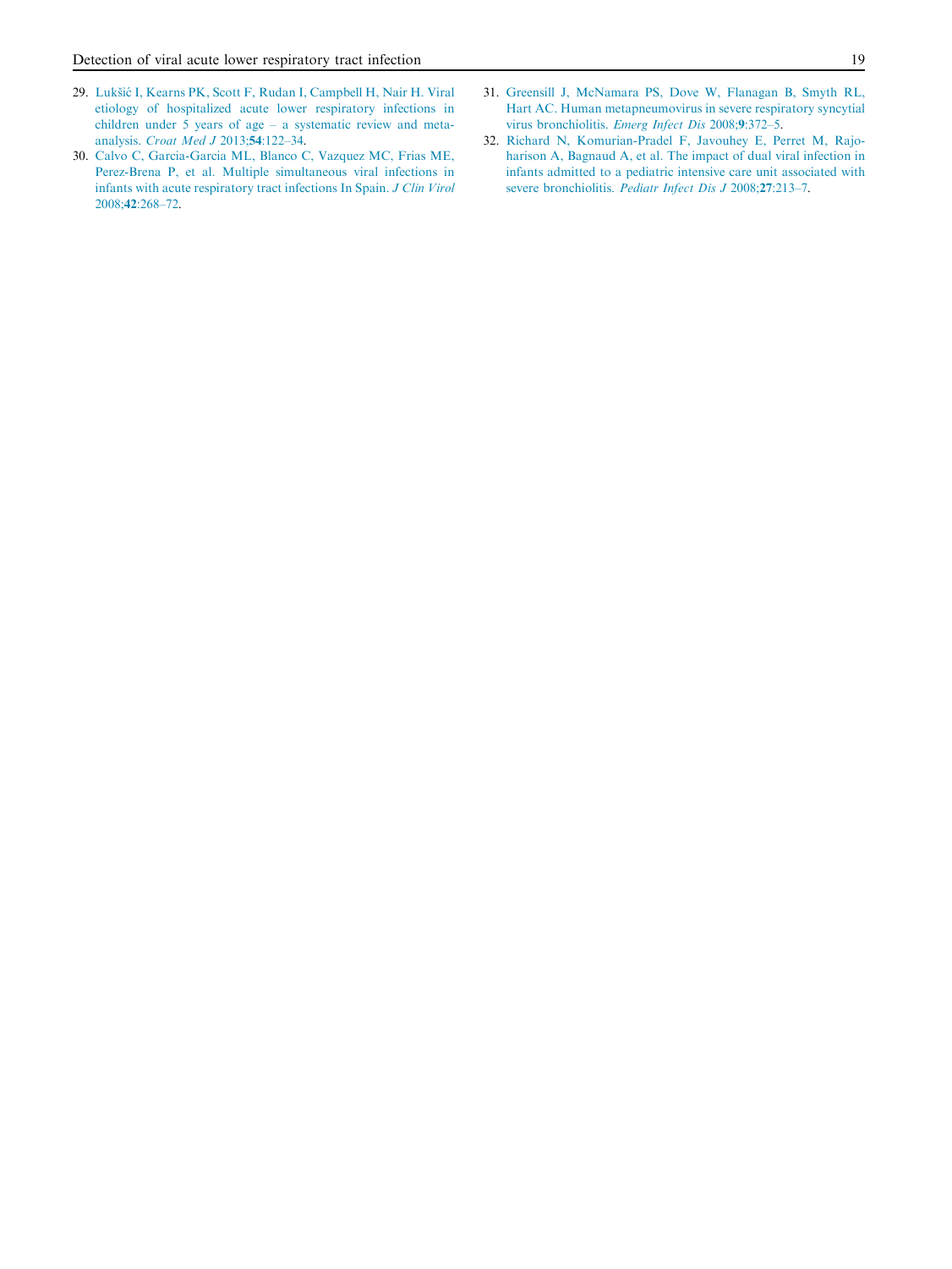29. Lukšić I, Kearns PK, Scott F, Rudan I, Campbell H, Nair H. Viral etiology of hospitalized acute lower respiratory infections in children under 5 years of age – a systematic review and meta-analysis. *Croat Med J* 2013;**54**:122–34.
30. Calvo C, Garcia-Garcia ML, Blanco C, Vazquez MC, Frias ME, Perez-Brena P, et al. Multiple simultaneous viral infections in infants with acute respiratory tract infections In Spain. *J Clin Virol* 2008;**42**:268–72.
31. Greensill J, McNamara PS, Dove W, Flanagan B, Smyth RL, Hart AC. Human metapneumovirus in severe respiratory syncytial virus bronchiolitis. *Emerg Infect Dis* 2008;**9**:372–5.
32. Richard N, Komurian-Pradel F, Javouhey E, Perret M, Rajoharison A, Bagnaud A, et al. The impact of dual viral infection in infants admitted to a pediatric intensive care unit associated with severe bronchiolitis. *Pediatr Infect Dis J* 2008;**27**:213–7.